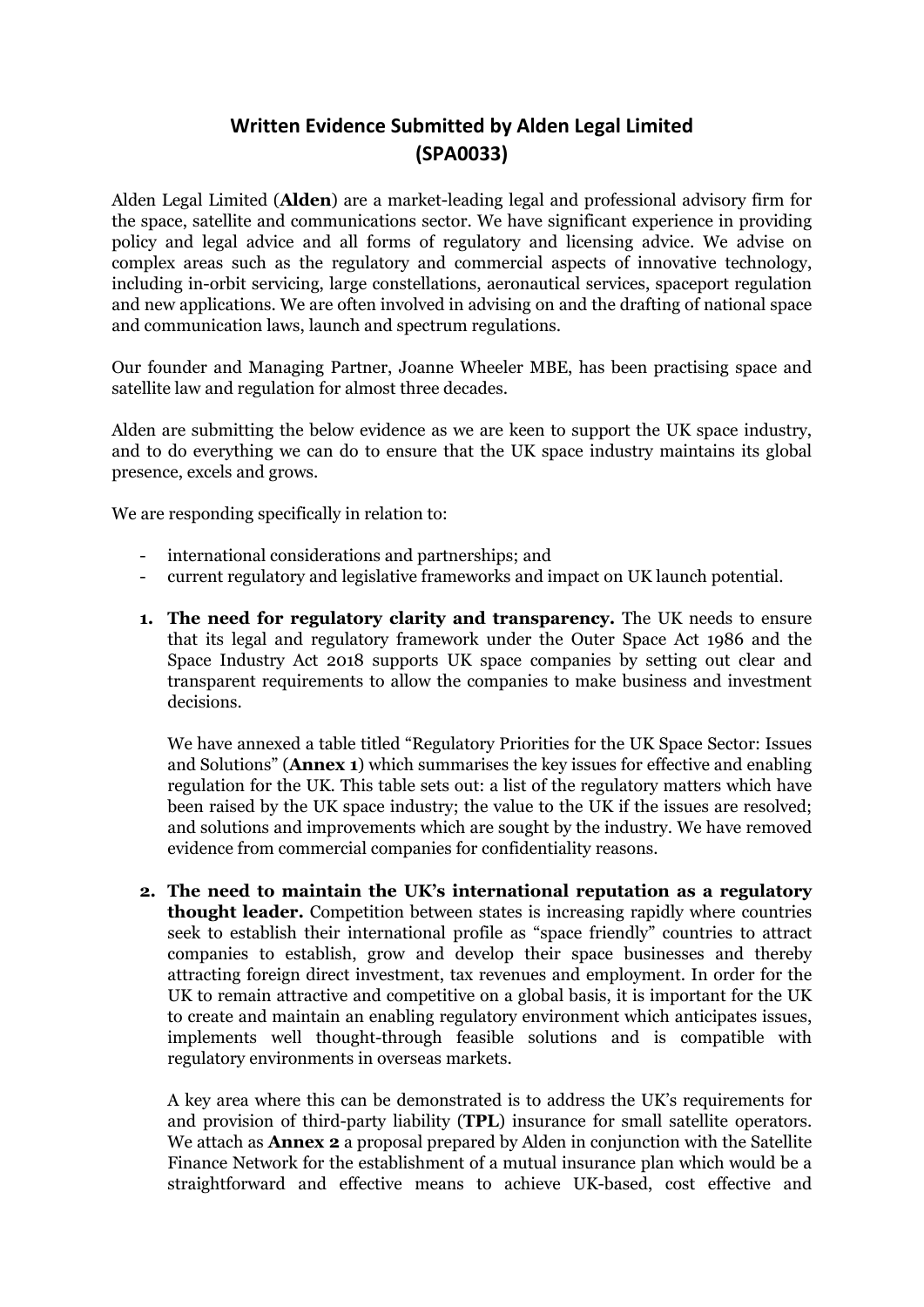# Written Evidence Submitted by Alden Legal Limited (SPA0033)

Alden Legal Limited (**Alden**) are a market-leading legal and professional advisory firm for the space, satellite and communications sector. We have significant experience in providing policy and legal advice and all forms of regulatory and licensing advice. We advise on complex areas such as the regulatory and commercial aspects of innovative technology, including in-orbit servicing, large constellations, aeronautical services, spaceport regulation and new applications. We are often involved in advising on and the drafting of national space and communication laws, launch and spectrum regulations.

Our founder and Managing Partner, Joanne Wheeler MBE, has been practising space and satellite law and regulation for almost three decades.

Alden are submitting the below evidence as we are keen to support the UK space industry, and to do everything we can do to ensure that the UK space industry maintains its global presence, excels and grows.

We are responding specifically in relation to:

- international considerations and partnerships; and
- current regulatory and legislative frameworks and impact on UK launch potential.

1. **The need for regulatory clarity and transparency.** The UK needs to ensure that its legal and regulatory framework under the Outer Space Act 1986 and the Space Industry Act 2018 supports UK space companies by setting out clear and transparent requirements to allow the companies to make business and investment decisions.

   We have annexed a table titled "Regulatory Priorities for the UK Space Sector: Issues and Solutions" (**Annex 1**) which summarises the key issues for effective and enabling regulation for the UK. This table sets out: a list of the regulatory matters which have been raised by the UK space industry; the value to the UK if the issues are resolved; and solutions and improvements which are sought by the industry. We have removed evidence from commercial companies for confidentiality reasons.

2. **The need to maintain the UK's international reputation as a regulatory thought leader.** Competition between states is increasing rapidly where countries seek to establish their international profile as "space friendly" countries to attract companies to establish, grow and develop their space businesses and thereby attracting foreign direct investment, tax revenues and employment. In order for the UK to remain attractive and competitive on a global basis, it is important for the UK to create and maintain an enabling regulatory environment which anticipates issues, implements well thought-through feasible solutions and is compatible with regulatory environments in overseas markets.

   A key area where this can be demonstrated is to address the UK's requirements for and provision of third-party liability (**TPL**) insurance for small satellite operators. We attach as **Annex 2** a proposal prepared by Alden in conjunction with the Satellite Finance Network for the establishment of a mutual insurance plan which would be a straightforward and effective means to achieve UK-based, cost effective and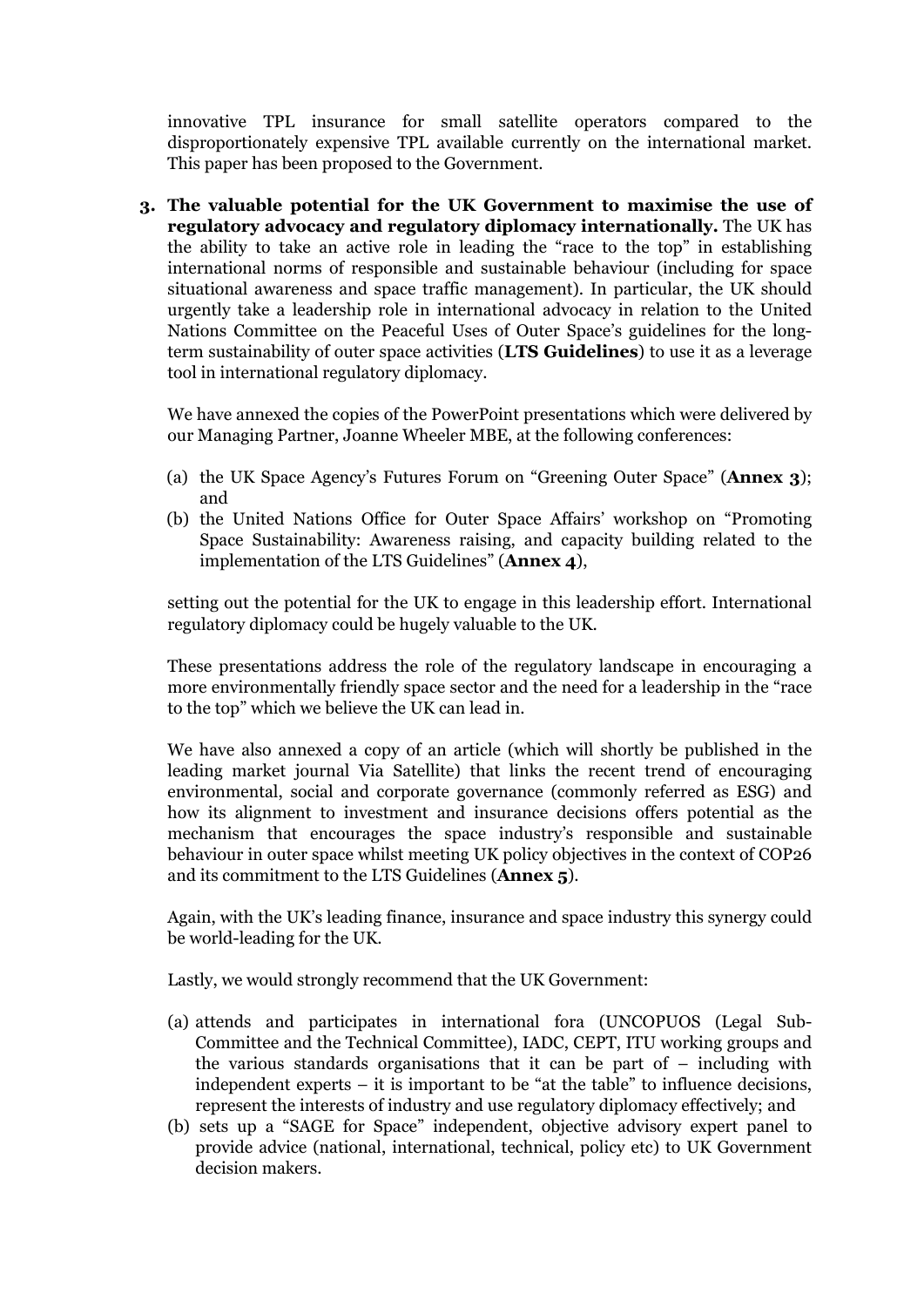innovative TPL insurance for small satellite operators compared to the disproportionately expensive TPL available currently on the international market. This paper has been proposed to the Government.

3. **The valuable potential for the UK Government to maximise the use of regulatory advocacy and regulatory diplomacy internationally.** The UK has the ability to take an active role in leading the "race to the top" in establishing international norms of responsible and sustainable behaviour (including for space situational awareness and space traffic management). In particular, the UK should urgently take a leadership role in international advocacy in relation to the United Nations Committee on the Peaceful Uses of Outer Space's guidelines for the long-term sustainability of outer space activities (**LTS Guidelines**) to use it as a leverage tool in international regulatory diplomacy.

   We have annexed the copies of the PowerPoint presentations which were delivered by our Managing Partner, Joanne Wheeler MBE, at the following conferences:

   (a) the UK Space Agency's Futures Forum on "Greening Outer Space" (**Annex 3**); and
   (b) the United Nations Office for Outer Space Affairs' workshop on "Promoting Space Sustainability: Awareness raising, and capacity building related to the implementation of the LTS Guidelines" (**Annex 4**),

   setting out the potential for the UK to engage in this leadership effort. International regulatory diplomacy could be hugely valuable to the UK.

   These presentations address the role of the regulatory landscape in encouraging a more environmentally friendly space sector and the need for a leadership in the "race to the top" which we believe the UK can lead in.

   We have also annexed a copy of an article (which will shortly be published in the leading market journal Via Satellite) that links the recent trend of encouraging environmental, social and corporate governance (commonly referred as ESG) and how its alignment to investment and insurance decisions offers potential as the mechanism that encourages the space industry's responsible and sustainable behaviour in outer space whilst meeting UK policy objectives in the context of COP26 and its commitment to the LTS Guidelines (**Annex 5**).

   Again, with the UK's leading finance, insurance and space industry this synergy could be world-leading for the UK.

   Lastly, we would strongly recommend that the UK Government:

   (a) attends and participates in international fora (UNCOPUOS (Legal Sub-Committee and the Technical Committee), IADC, CEPT, ITU working groups and the various standards organisations that it can be part of – including with independent experts – it is important to be "at the table" to influence decisions, represent the interests of industry and use regulatory diplomacy effectively; and
   (b) sets up a "SAGE for Space" independent, objective advisory expert panel to provide advice (national, international, technical, policy etc) to UK Government decision makers.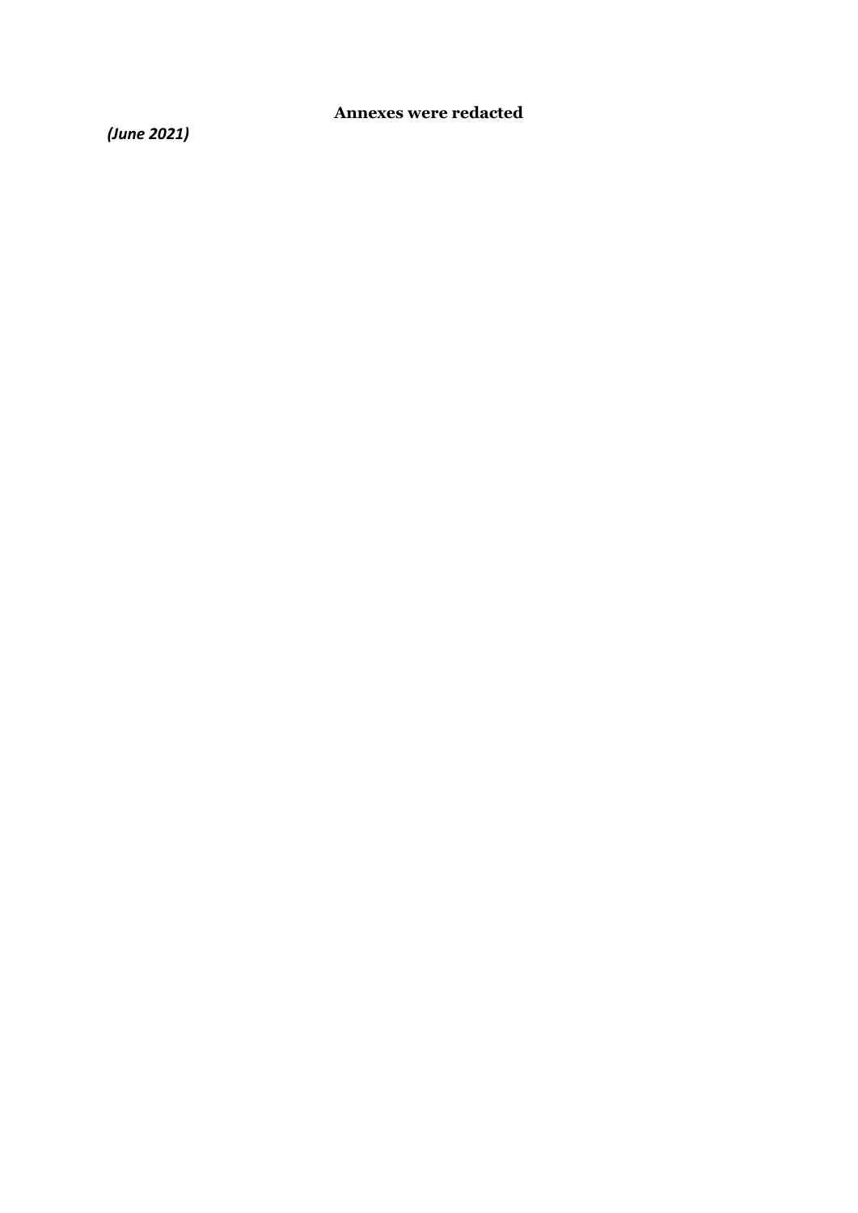**Annexes were redacted**

***(June 2021)***